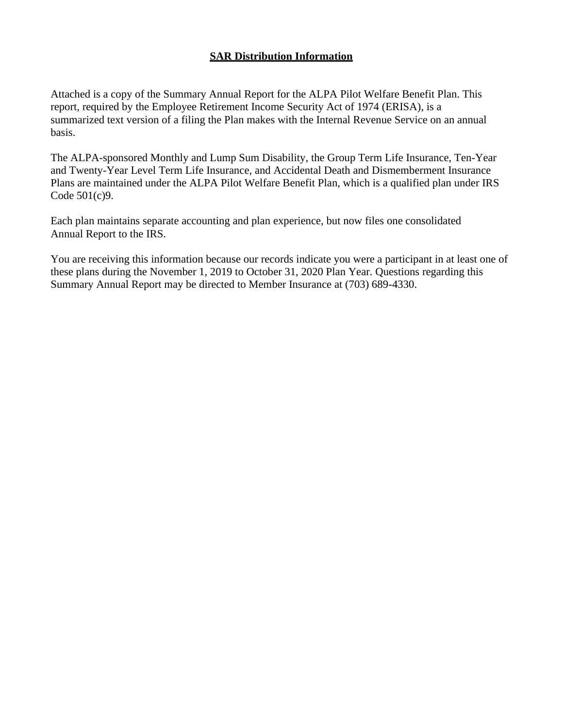# SAR Distribution Information

Attached is a copy of the Summary Annual Report for the ALPA Pilot Welfare Benefit Plan. This report, required by the Employee Retirement Income Security Act of 1974 (ERISA), is a summarized text version of a filing the Plan makes with the Internal Revenue Service on an annual basis.

The ALPA-sponsored Monthly and Lump Sum Disability, the Group Term Life Insurance, Ten-Year and Twenty-Year Level Term Life Insurance, and Accidental Death and Dismemberment Insurance Plans are maintained under the ALPA Pilot Welfare Benefit Plan, which is a qualified plan under IRS Code 501(c)9.

Each plan maintains separate accounting and plan experience, but now files one consolidated Annual Report to the IRS.

You are receiving this information because our records indicate you were a participant in at least one of these plans during the November 1, 2019 to October 31, 2020 Plan Year. Questions regarding this Summary Annual Report may be directed to Member Insurance at (703) 689-4330.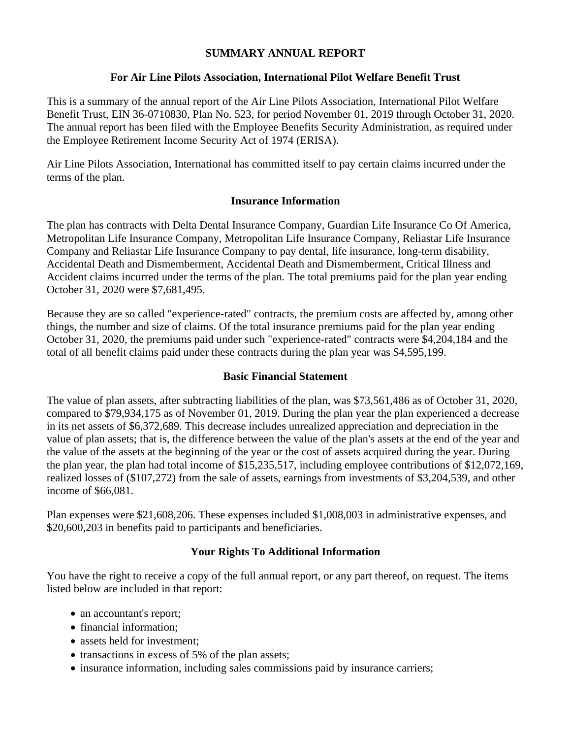# SUMMARY ANNUAL REPORT

## For Air Line Pilots Association, International Pilot Welfare Benefit Trust

This is a summary of the annual report of the Air Line Pilots Association, International Pilot Welfare Benefit Trust, EIN 36-0710830, Plan No. 523, for period November 01, 2019 through October 31, 2020. The annual report has been filed with the Employee Benefits Security Administration, as required under the Employee Retirement Income Security Act of 1974 (ERISA).

Air Line Pilots Association, International has committed itself to pay certain claims incurred under the terms of the plan.

### Insurance Information

The plan has contracts with Delta Dental Insurance Company, Guardian Life Insurance Co Of America, Metropolitan Life Insurance Company, Metropolitan Life Insurance Company, Reliastar Life Insurance Company and Reliastar Life Insurance Company to pay dental, life insurance, long-term disability, Accidental Death and Dismemberment, Accidental Death and Dismemberment, Critical Illness and Accident claims incurred under the terms of the plan. The total premiums paid for the plan year ending October 31, 2020 were $7,681,495.

Because they are so called "experience-rated" contracts, the premium costs are affected by, among other things, the number and size of claims. Of the total insurance premiums paid for the plan year ending October 31, 2020, the premiums paid under such "experience-rated" contracts were $4,204,184 and the total of all benefit claims paid under these contracts during the plan year was $4,595,199.

### Basic Financial Statement

The value of plan assets, after subtracting liabilities of the plan, was $73,561,486 as of October 31, 2020, compared to $79,934,175 as of November 01, 2019. During the plan year the plan experienced a decrease in its net assets of $6,372,689. This decrease includes unrealized appreciation and depreciation in the value of plan assets; that is, the difference between the value of the plan's assets at the end of the year and the value of the assets at the beginning of the year or the cost of assets acquired during the year. During the plan year, the plan had total income of $15,235,517, including employee contributions of $12,072,169, realized losses of ($107,272) from the sale of assets, earnings from investments of $3,204,539, and other income of $66,081.

Plan expenses were $21,608,206. These expenses included $1,008,003 in administrative expenses, and $20,600,203 in benefits paid to participants and beneficiaries.

### Your Rights To Additional Information

You have the right to receive a copy of the full annual report, or any part thereof, on request. The items listed below are included in that report:

- an accountant's report;
- financial information;
- assets held for investment;
- transactions in excess of 5% of the plan assets;
- insurance information, including sales commissions paid by insurance carriers;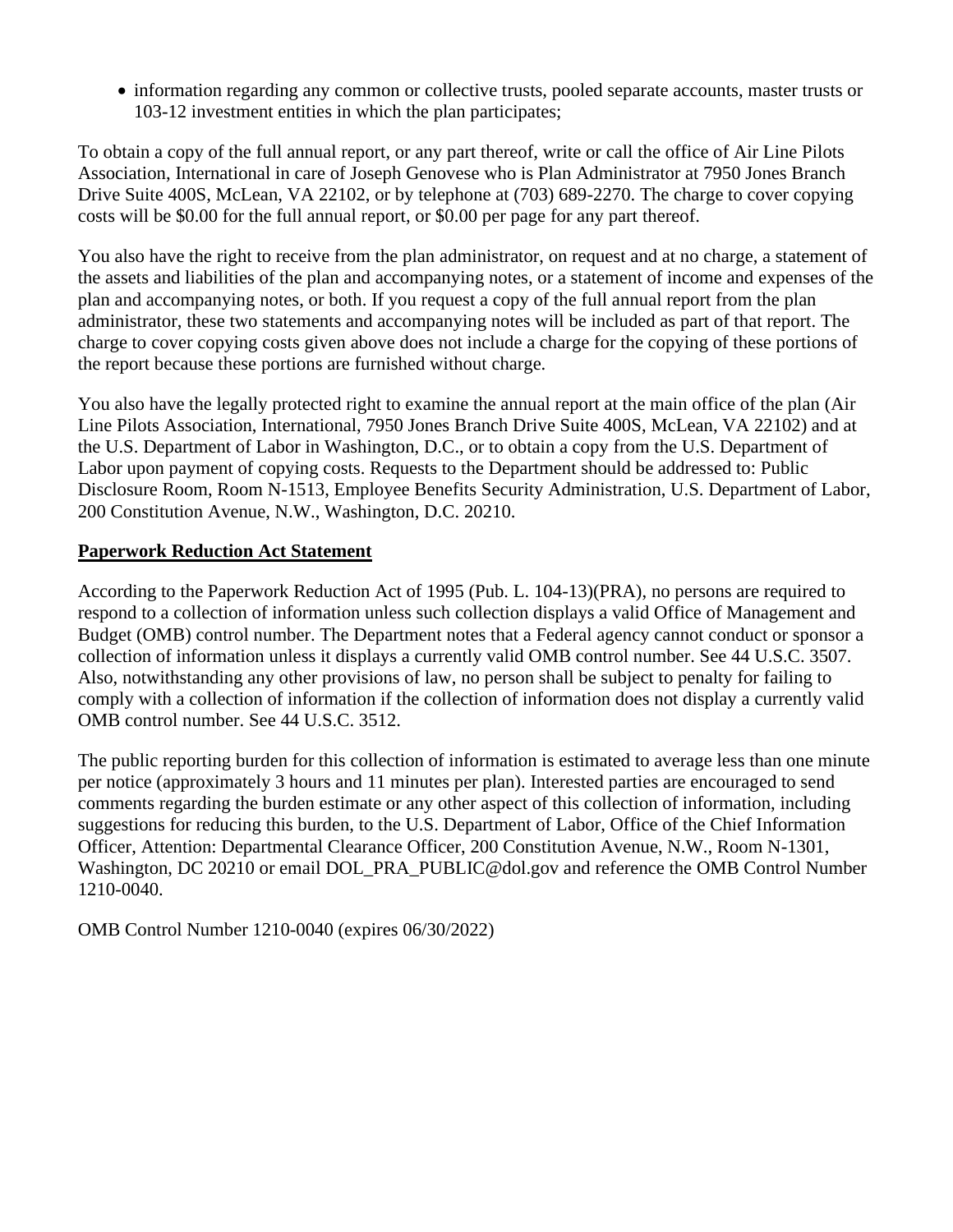- information regarding any common or collective trusts, pooled separate accounts, master trusts or 103-12 investment entities in which the plan participates;

To obtain a copy of the full annual report, or any part thereof, write or call the office of Air Line Pilots Association, International in care of Joseph Genovese who is Plan Administrator at 7950 Jones Branch Drive Suite 400S, McLean, VA 22102, or by telephone at (703) 689-2270. The charge to cover copying costs will be $0.00 for the full annual report, or $0.00 per page for any part thereof.

You also have the right to receive from the plan administrator, on request and at no charge, a statement of the assets and liabilities of the plan and accompanying notes, or a statement of income and expenses of the plan and accompanying notes, or both. If you request a copy of the full annual report from the plan administrator, these two statements and accompanying notes will be included as part of that report. The charge to cover copying costs given above does not include a charge for the copying of these portions of the report because these portions are furnished without charge.

You also have the legally protected right to examine the annual report at the main office of the plan (Air Line Pilots Association, International, 7950 Jones Branch Drive Suite 400S, McLean, VA 22102) and at the U.S. Department of Labor in Washington, D.C., or to obtain a copy from the U.S. Department of Labor upon payment of copying costs. Requests to the Department should be addressed to: Public Disclosure Room, Room N-1513, Employee Benefits Security Administration, U.S. Department of Labor, 200 Constitution Avenue, N.W., Washington, D.C. 20210.

**Paperwork Reduction Act Statement**

According to the Paperwork Reduction Act of 1995 (Pub. L. 104-13)(PRA), no persons are required to respond to a collection of information unless such collection displays a valid Office of Management and Budget (OMB) control number. The Department notes that a Federal agency cannot conduct or sponsor a collection of information unless it displays a currently valid OMB control number. See 44 U.S.C. 3507. Also, notwithstanding any other provisions of law, no person shall be subject to penalty for failing to comply with a collection of information if the collection of information does not display a currently valid OMB control number. See 44 U.S.C. 3512.

The public reporting burden for this collection of information is estimated to average less than one minute per notice (approximately 3 hours and 11 minutes per plan). Interested parties are encouraged to send comments regarding the burden estimate or any other aspect of this collection of information, including suggestions for reducing this burden, to the U.S. Department of Labor, Office of the Chief Information Officer, Attention: Departmental Clearance Officer, 200 Constitution Avenue, N.W., Room N-1301, Washington, DC 20210 or email DOL_PRA_PUBLIC@dol.gov and reference the OMB Control Number 1210-0040.

OMB Control Number 1210-0040 (expires 06/30/2022)